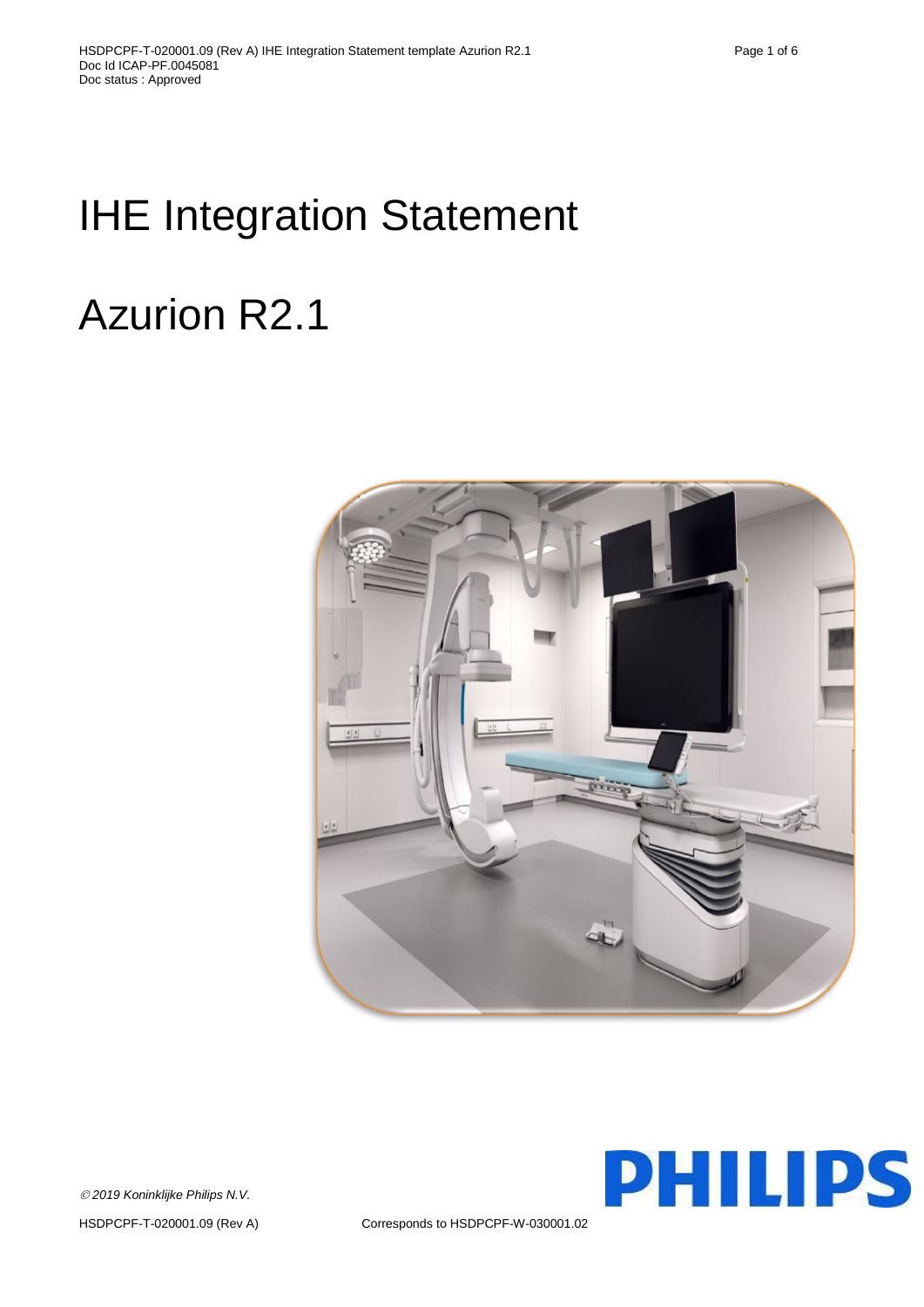# IHE Integration Statement

# Azurion R2.1

*© 2019 Koninklijke Philips N.V.*

HSDPCPF-T-020001.09 (Rev A) Corresponds to HSDPCPF-W-030001.02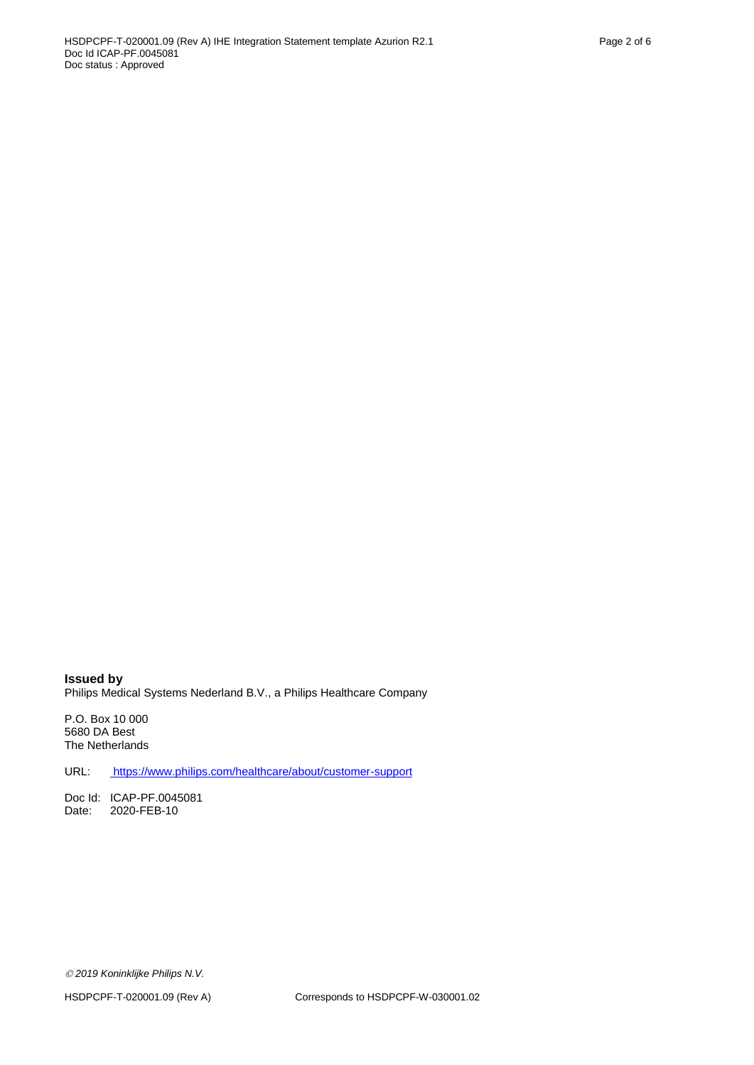**Issued by**
Philips Medical Systems Nederland B.V., a Philips Healthcare Company

P.O. Box 10 000
5680 DA Best
The Netherlands

URL: https://www.philips.com/healthcare/about/customer-support

Doc Id: ICAP-PF.0045081
Date: 2020-FEB-10

*© 2019 Koninklijke Philips N.V.*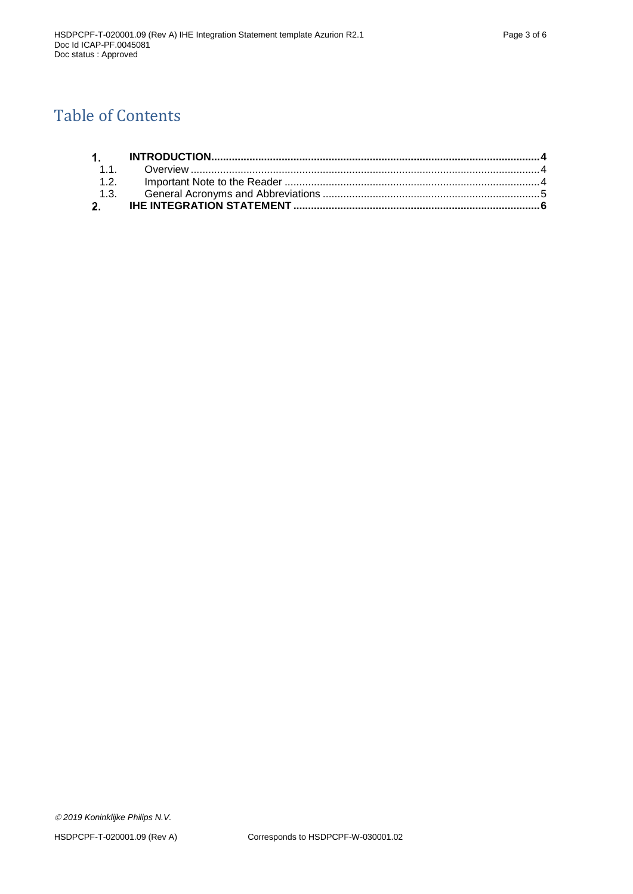# Table of Contents

| | | |
|---|---|---|
| **1.** | **INTRODUCTION** | **4** |
| 1.1. | Overview | 4 |
| 1.2. | Important Note to the Reader | 4 |
| 1.3. | General Acronyms and Abbreviations | 5 |
| **2.** | **IHE INTEGRATION STATEMENT** | **6** |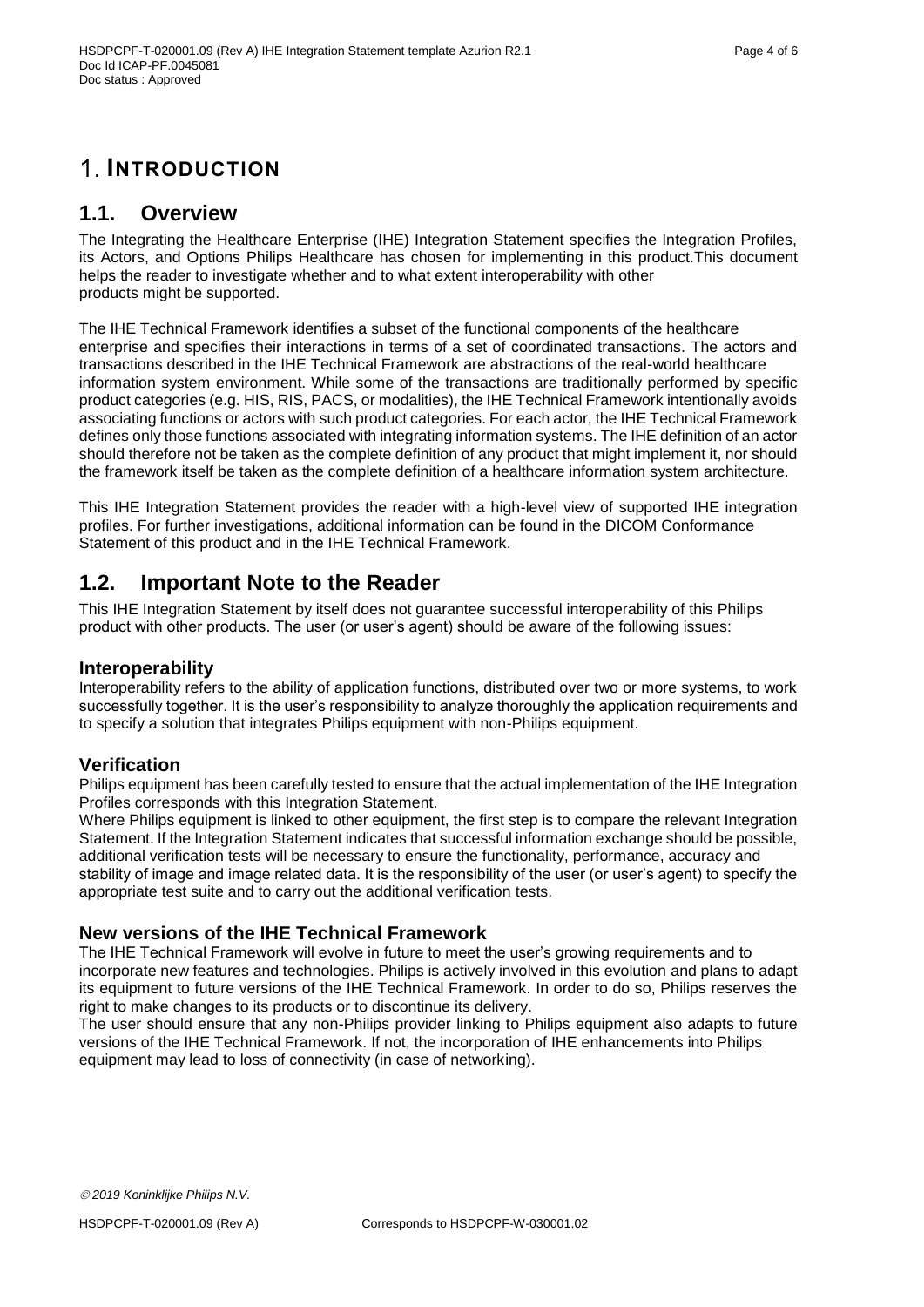# 1. INTRODUCTION

## 1.1. Overview

The Integrating the Healthcare Enterprise (IHE) Integration Statement specifies the Integration Profiles, its Actors, and Options Philips Healthcare has chosen for implementing in this product.This document helps the reader to investigate whether and to what extent interoperability with other products might be supported.

The IHE Technical Framework identifies a subset of the functional components of the healthcare enterprise and specifies their interactions in terms of a set of coordinated transactions. The actors and transactions described in the IHE Technical Framework are abstractions of the real-world healthcare information system environment. While some of the transactions are traditionally performed by specific product categories (e.g. HIS, RIS, PACS, or modalities), the IHE Technical Framework intentionally avoids associating functions or actors with such product categories. For each actor, the IHE Technical Framework defines only those functions associated with integrating information systems. The IHE definition of an actor should therefore not be taken as the complete definition of any product that might implement it, nor should the framework itself be taken as the complete definition of a healthcare information system architecture.

This IHE Integration Statement provides the reader with a high-level view of supported IHE integration profiles. For further investigations, additional information can be found in the DICOM Conformance Statement of this product and in the IHE Technical Framework.

## 1.2. Important Note to the Reader

This IHE Integration Statement by itself does not guarantee successful interoperability of this Philips product with other products. The user (or user's agent) should be aware of the following issues:

### Interoperability

Interoperability refers to the ability of application functions, distributed over two or more systems, to work successfully together. It is the user's responsibility to analyze thoroughly the application requirements and to specify a solution that integrates Philips equipment with non-Philips equipment.

### Verification

Philips equipment has been carefully tested to ensure that the actual implementation of the IHE Integration Profiles corresponds with this Integration Statement.
Where Philips equipment is linked to other equipment, the first step is to compare the relevant Integration Statement. If the Integration Statement indicates that successful information exchange should be possible, additional verification tests will be necessary to ensure the functionality, performance, accuracy and stability of image and image related data. It is the responsibility of the user (or user's agent) to specify the appropriate test suite and to carry out the additional verification tests.

### New versions of the IHE Technical Framework

The IHE Technical Framework will evolve in future to meet the user's growing requirements and to incorporate new features and technologies. Philips is actively involved in this evolution and plans to adapt its equipment to future versions of the IHE Technical Framework. In order to do so, Philips reserves the right to make changes to its products or to discontinue its delivery.
The user should ensure that any non-Philips provider linking to Philips equipment also adapts to future versions of the IHE Technical Framework. If not, the incorporation of IHE enhancements into Philips equipment may lead to loss of connectivity (in case of networking).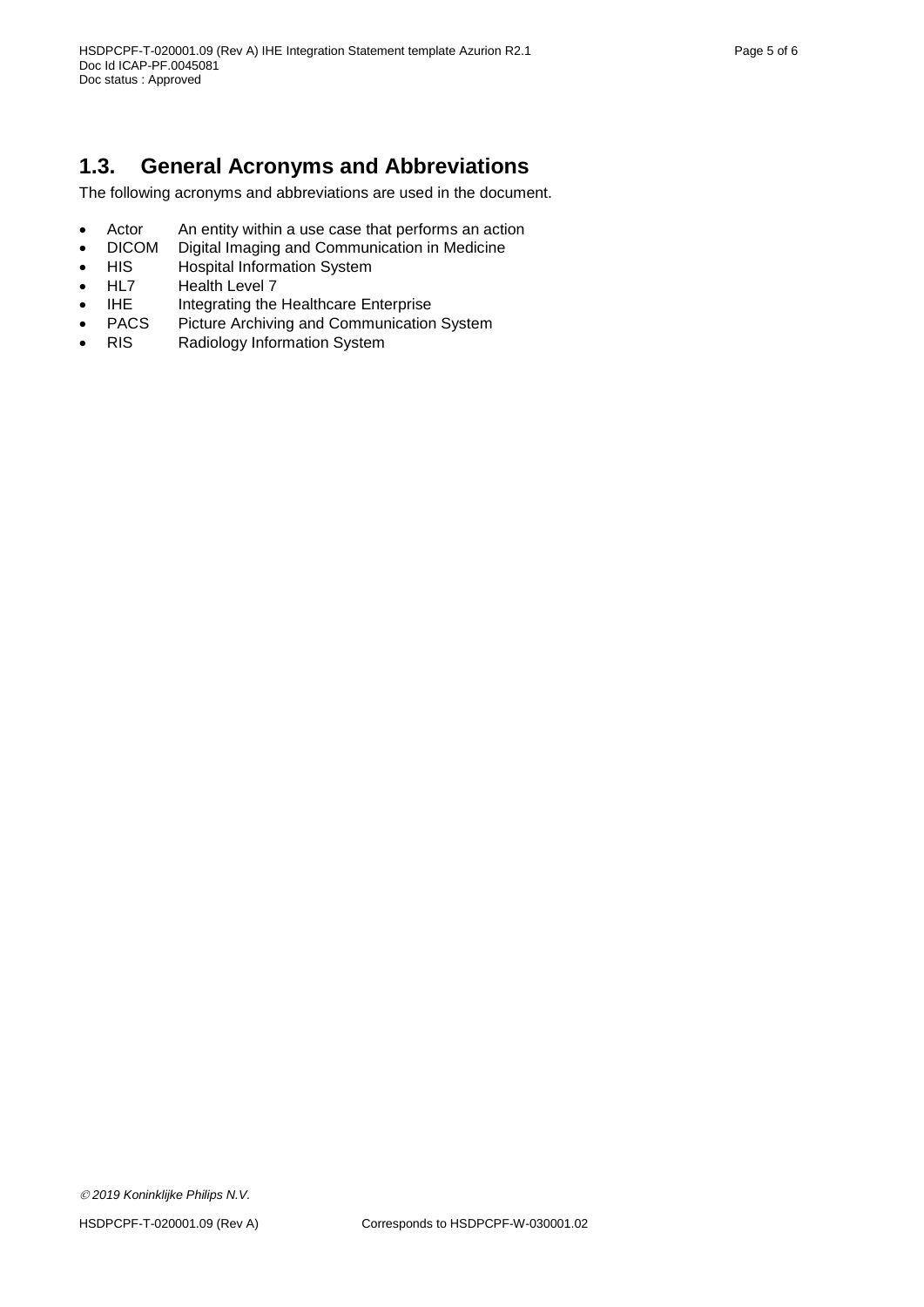## 1.3. General Acronyms and Abbreviations

The following acronyms and abbreviations are used in the document.

- Actor An entity within a use case that performs an action
- DICOM Digital Imaging and Communication in Medicine
- HIS Hospital Information System
- HL7 Health Level 7
- IHE Integrating the Healthcare Enterprise
- PACS Picture Archiving and Communication System
- RIS Radiology Information System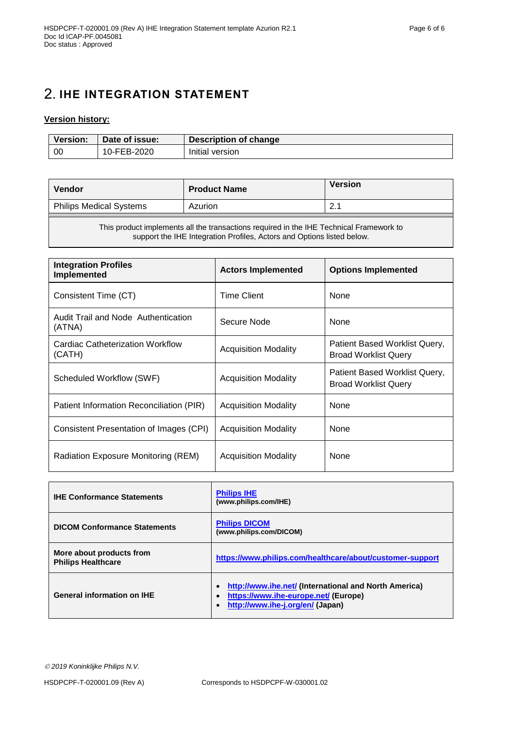# 2. IHE INTEGRATION STATEMENT

**Version history:**

| Version: | Date of issue: | Description of change |
|---|---|---|
| 00 | 10-FEB-2020 | Initial version |

| Vendor | Product Name | Version |
|---|---|---|
| Philips Medical Systems | Azurion | 2.1 |

This product implements all the transactions required in the IHE Technical Framework to support the IHE Integration Profiles, Actors and Options listed below.

| Integration Profiles Implemented | Actors Implemented | Options Implemented |
|---|---|---|
| Consistent Time (CT) | Time Client | None |
| Audit Trail and Node Authentication (ATNA) | Secure Node | None |
| Cardiac Catheterization Workflow (CATH) | Acquisition Modality | Patient Based Worklist Query, Broad Worklist Query |
| Scheduled Workflow (SWF) | Acquisition Modality | Patient Based Worklist Query, Broad Worklist Query |
| Patient Information Reconciliation (PIR) | Acquisition Modality | None |
| Consistent Presentation of Images (CPI) | Acquisition Modality | None |
| Radiation Exposure Monitoring (REM) | Acquisition Modality | None |

| | |
|---|---|
| **IHE Conformance Statements** | **Philips IHE** **(www.philips.com/IHE)** |
| **DICOM Conformance Statements** | **Philips DICOM** **(www.philips.com/DICOM)** |
| **More about products from Philips Healthcare** | **https://www.philips.com/healthcare/about/customer-support** |
| **General information on IHE** | • **http://www.ihe.net/ (International and North America)** • **https://www.ihe-europe.net/ (Europe)** • **http://www.ihe-j.org/en/ (Japan)** |

*© 2019 Koninklijke Philips N.V.*